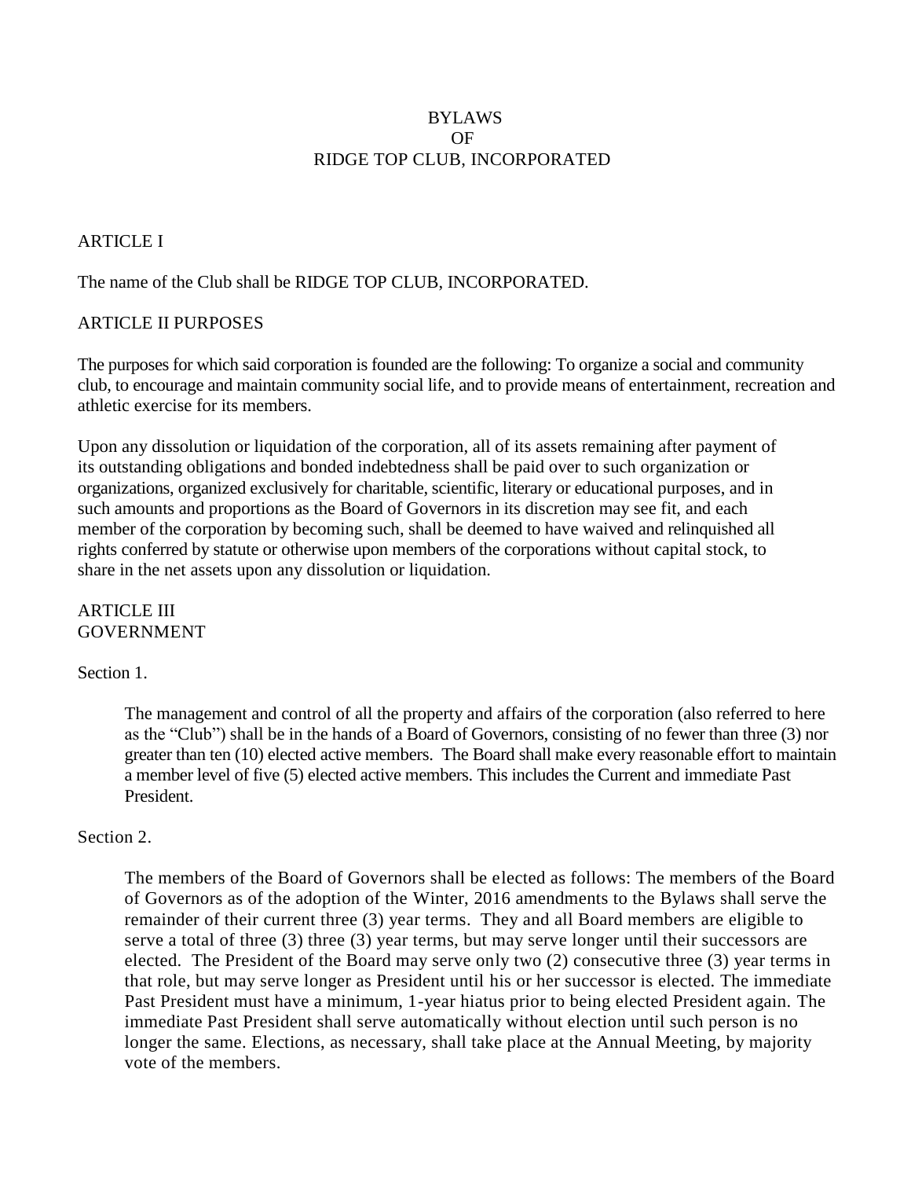# BYLAWS
# OF
# RIDGE TOP CLUB, INCORPORATED

## ARTICLE I

The name of the Club shall be RIDGE TOP CLUB, INCORPORATED.

## ARTICLE II PURPOSES

The purposes for which said corporation is founded are the following: To organize a social and community club, to encourage and maintain community social life, and to provide means of entertainment, recreation and athletic exercise for its members.

Upon any dissolution or liquidation of the corporation, all of its assets remaining after payment of its outstanding obligations and bonded indebtedness shall be paid over to such organization or organizations, organized exclusively for charitable, scientific, literary or educational purposes, and in such amounts and proportions as the Board of Governors in its discretion may see fit, and each member of the corporation by becoming such, shall be deemed to have waived and relinquished all rights conferred by statute or otherwise upon members of the corporations without capital stock, to share in the net assets upon any dissolution or liquidation.

## ARTICLE III
## GOVERNMENT

### Section 1.

The management and control of all the property and affairs of the corporation (also referred to here as the "Club") shall be in the hands of a Board of Governors, consisting of no fewer than three (3) nor greater than ten (10) elected active members. The Board shall make every reasonable effort to maintain a member level of five (5) elected active members. This includes the Current and immediate Past President.

### Section 2.

The members of the Board of Governors shall be elected as follows: The members of the Board of Governors as of the adoption of the Winter, 2016 amendments to the Bylaws shall serve the remainder of their current three (3) year terms. They and all Board members are eligible to serve a total of three (3) three (3) year terms, but may serve longer until their successors are elected. The President of the Board may serve only two (2) consecutive three (3) year terms in that role, but may serve longer as President until his or her successor is elected. The immediate Past President must have a minimum, 1-year hiatus prior to being elected President again. The immediate Past President shall serve automatically without election until such person is no longer the same. Elections, as necessary, shall take place at the Annual Meeting, by majority vote of the members.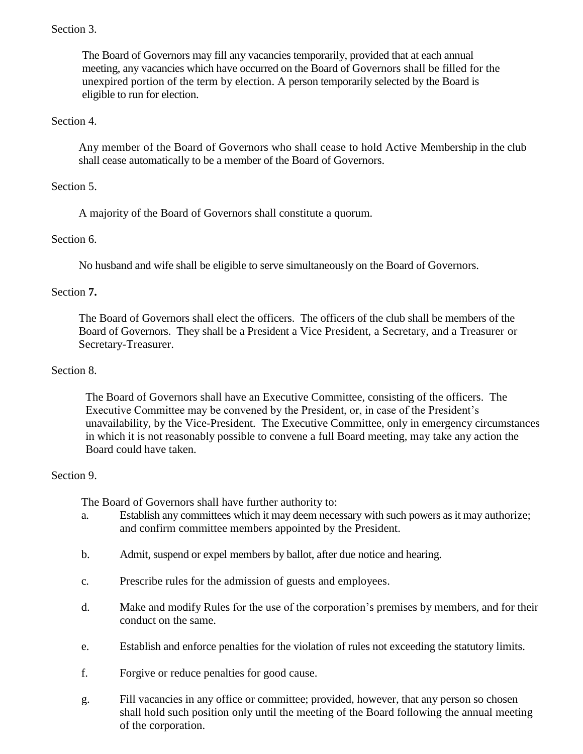Section 3.

The Board of Governors may fill any vacancies temporarily, provided that at each annual meeting, any vacancies which have occurred on the Board of Governors shall be filled for the unexpired portion of the term by election. A person temporarily selected by the Board is eligible to run for election.

Section 4.

Any member of the Board of Governors who shall cease to hold Active Membership in the club shall cease automatically to be a member of the Board of Governors.

Section 5.

A majority of the Board of Governors shall constitute a quorum.

Section 6.

No husband and wife shall be eligible to serve simultaneously on the Board of Governors.

Section **7.**

The Board of Governors shall elect the officers. The officers of the club shall be members of the Board of Governors. They shall be a President a Vice President, a Secretary, and a Treasurer or Secretary-Treasurer.

Section 8.

The Board of Governors shall have an Executive Committee, consisting of the officers. The Executive Committee may be convened by the President, or, in case of the President's unavailability, by the Vice-President. The Executive Committee, only in emergency circumstances in which it is not reasonably possible to convene a full Board meeting, may take any action the Board could have taken.

Section 9.

The Board of Governors shall have further authority to:

a. Establish any committees which it may deem necessary with such powers as it may authorize; and confirm committee members appointed by the President.

b. Admit, suspend or expel members by ballot, after due notice and hearing.

c. Prescribe rules for the admission of guests and employees.

d. Make and modify Rules for the use of the corporation's premises by members, and for their conduct on the same.

e. Establish and enforce penalties for the violation of rules not exceeding the statutory limits.

f. Forgive or reduce penalties for good cause.

g. Fill vacancies in any office or committee; provided, however, that any person so chosen shall hold such position only until the meeting of the Board following the annual meeting of the corporation.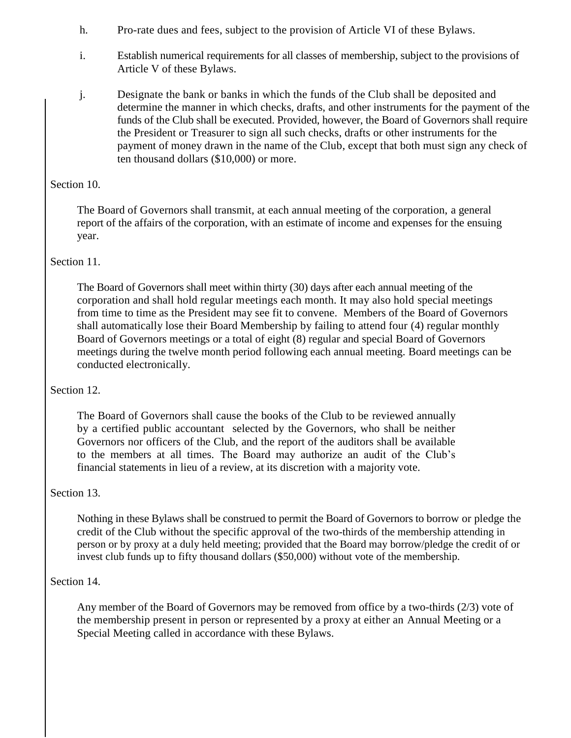h. Pro-rate dues and fees, subject to the provision of Article VI of these Bylaws.

i. Establish numerical requirements for all classes of membership, subject to the provisions of Article V of these Bylaws.

j. Designate the bank or banks in which the funds of the Club shall be deposited and determine the manner in which checks, drafts, and other instruments for the payment of the funds of the Club shall be executed. Provided, however, the Board of Governors shall require the President or Treasurer to sign all such checks, drafts or other instruments for the payment of money drawn in the name of the Club, except that both must sign any check of ten thousand dollars ($10,000) or more.

Section 10.

The Board of Governors shall transmit, at each annual meeting of the corporation, a general report of the affairs of the corporation, with an estimate of income and expenses for the ensuing year.

Section 11.

The Board of Governors shall meet within thirty (30) days after each annual meeting of the corporation and shall hold regular meetings each month. It may also hold special meetings from time to time as the President may see fit to convene. Members of the Board of Governors shall automatically lose their Board Membership by failing to attend four (4) regular monthly Board of Governors meetings or a total of eight (8) regular and special Board of Governors meetings during the twelve month period following each annual meeting. Board meetings can be conducted electronically.

Section 12.

The Board of Governors shall cause the books of the Club to be reviewed annually by a certified public accountant selected by the Governors, who shall be neither Governors nor officers of the Club, and the report of the auditors shall be available to the members at all times. The Board may authorize an audit of the Club's financial statements in lieu of a review, at its discretion with a majority vote.

Section 13.

Nothing in these Bylaws shall be construed to permit the Board of Governors to borrow or pledge the credit of the Club without the specific approval of the two-thirds of the membership attending in person or by proxy at a duly held meeting; provided that the Board may borrow/pledge the credit of or invest club funds up to fifty thousand dollars ($50,000) without vote of the membership.

Section 14.

Any member of the Board of Governors may be removed from office by a two-thirds (2/3) vote of the membership present in person or represented by a proxy at either an Annual Meeting or a Special Meeting called in accordance with these Bylaws.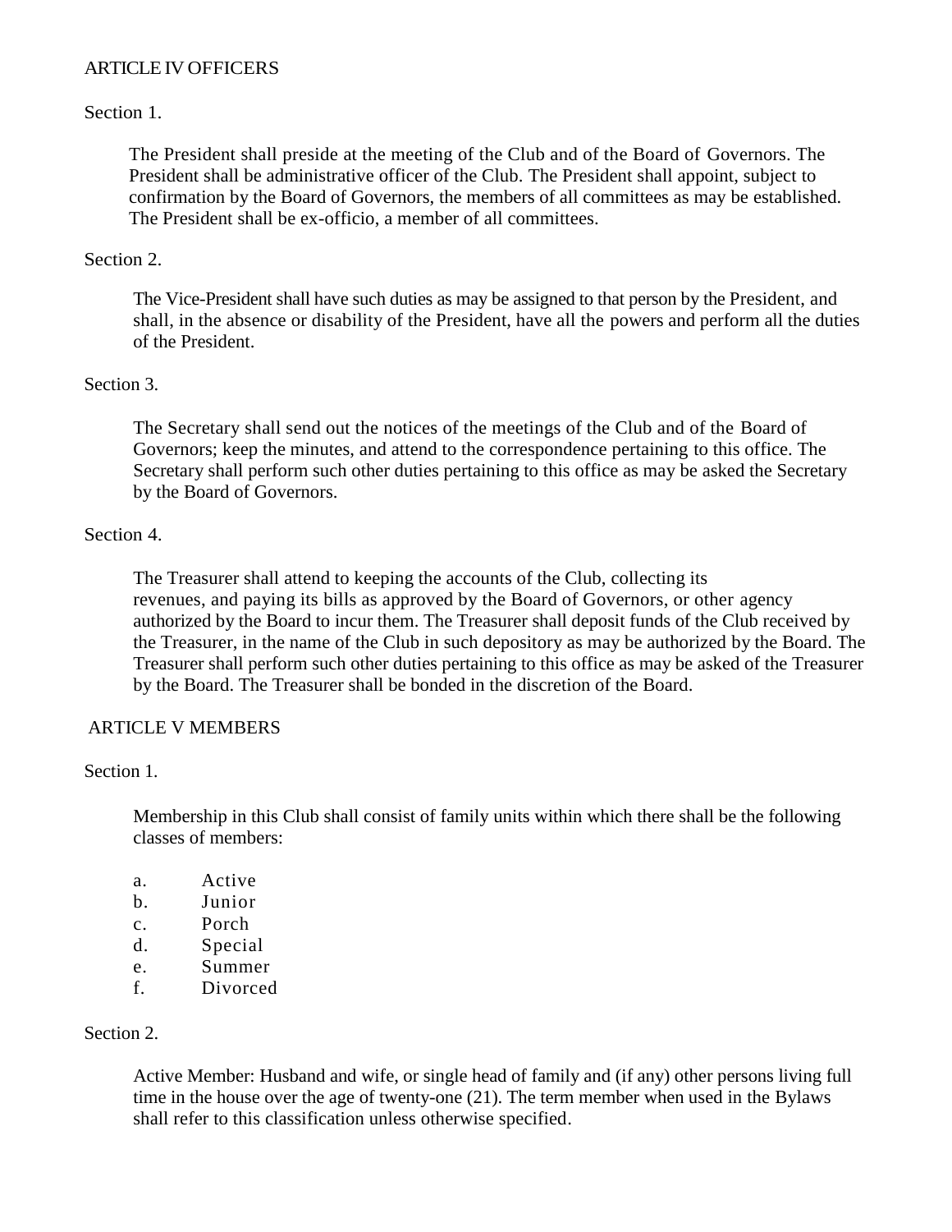## ARTICLE IV OFFICERS

Section 1.

The President shall preside at the meeting of the Club and of the Board of Governors. The President shall be administrative officer of the Club. The President shall appoint, subject to confirmation by the Board of Governors, the members of all committees as may be established. The President shall be ex-officio, a member of all committees.

Section 2.

The Vice-President shall have such duties as may be assigned to that person by the President, and shall, in the absence or disability of the President, have all the powers and perform all the duties of the President.

Section 3.

The Secretary shall send out the notices of the meetings of the Club and of the Board of Governors; keep the minutes, and attend to the correspondence pertaining to this office. The Secretary shall perform such other duties pertaining to this office as may be asked the Secretary by the Board of Governors.

Section 4.

The Treasurer shall attend to keeping the accounts of the Club, collecting its revenues, and paying its bills as approved by the Board of Governors, or other agency authorized by the Board to incur them. The Treasurer shall deposit funds of the Club received by the Treasurer, in the name of the Club in such depository as may be authorized by the Board. The Treasurer shall perform such other duties pertaining to this office as may be asked of the Treasurer by the Board. The Treasurer shall be bonded in the discretion of the Board.

## ARTICLE V MEMBERS

Section 1.

Membership in this Club shall consist of family units within which there shall be the following classes of members:

a. Active
b. Junior
c. Porch
d. Special
e. Summer
f. Divorced

Section 2.

Active Member: Husband and wife, or single head of family and (if any) other persons living full time in the house over the age of twenty-one (21). The term member when used in the Bylaws shall refer to this classification unless otherwise specified.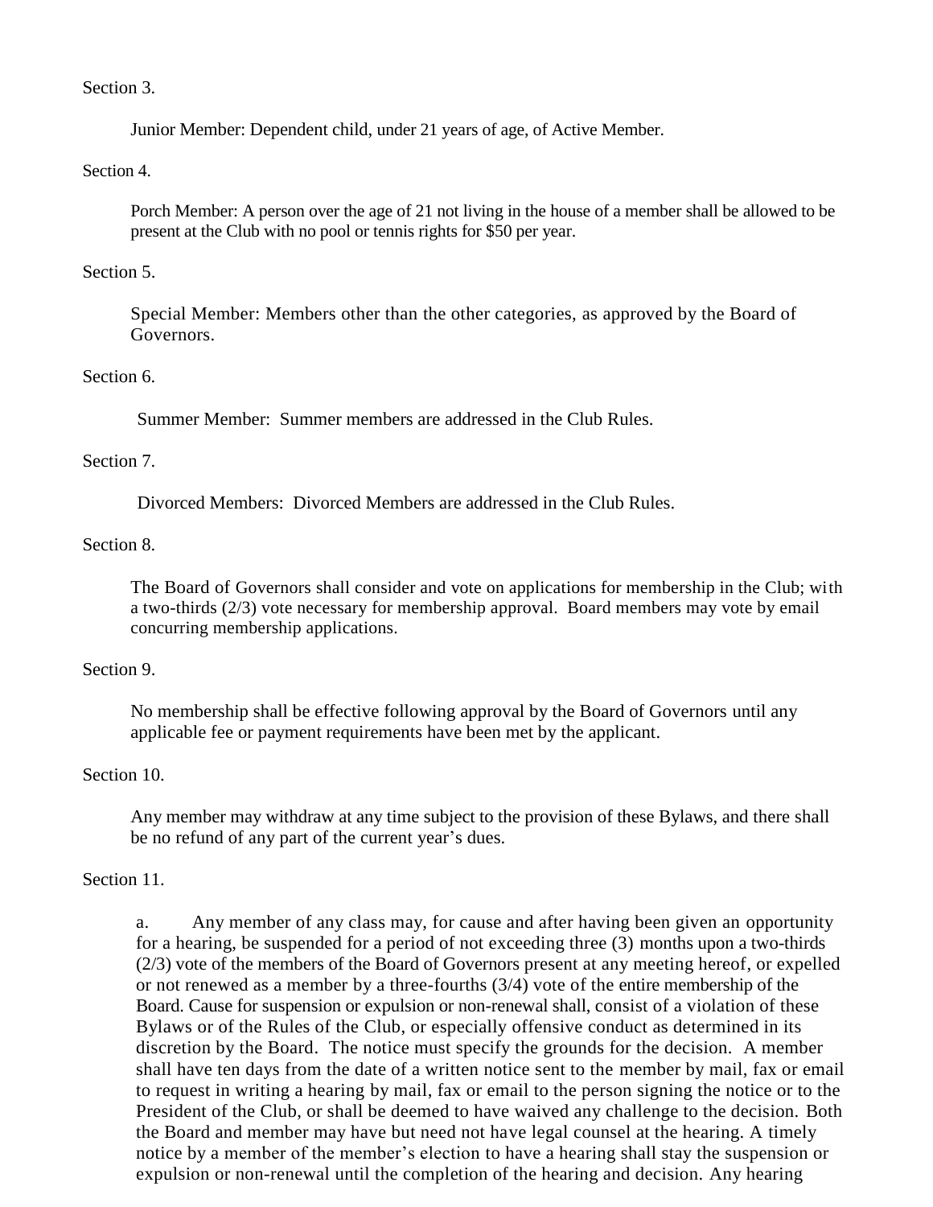Section 3.

Junior Member: Dependent child, under 21 years of age, of Active Member.

Section 4.

Porch Member: A person over the age of 21 not living in the house of a member shall be allowed to be present at the Club with no pool or tennis rights for $50 per year.

Section 5.

Special Member: Members other than the other categories, as approved by the Board of Governors.

Section 6.

Summer Member: Summer members are addressed in the Club Rules.

Section 7.

Divorced Members: Divorced Members are addressed in the Club Rules.

Section 8.

The Board of Governors shall consider and vote on applications for membership in the Club; with a two-thirds (2/3) vote necessary for membership approval. Board members may vote by email concurring membership applications.

Section 9.

No membership shall be effective following approval by the Board of Governors until any applicable fee or payment requirements have been met by the applicant.

Section 10.

Any member may withdraw at any time subject to the provision of these Bylaws, and there shall be no refund of any part of the current year's dues.

Section 11.

a. Any member of any class may, for cause and after having been given an opportunity for a hearing, be suspended for a period of not exceeding three (3) months upon a two-thirds (2/3) vote of the members of the Board of Governors present at any meeting hereof, or expelled or not renewed as a member by a three-fourths (3/4) vote of the entire membership of the Board. Cause for suspension or expulsion or non-renewal shall, consist of a violation of these Bylaws or of the Rules of the Club, or especially offensive conduct as determined in its discretion by the Board. The notice must specify the grounds for the decision. A member shall have ten days from the date of a written notice sent to the member by mail, fax or email to request in writing a hearing by mail, fax or email to the person signing the notice or to the President of the Club, or shall be deemed to have waived any challenge to the decision. Both the Board and member may have but need not have legal counsel at the hearing. A timely notice by a member of the member's election to have a hearing shall stay the suspension or expulsion or non-renewal until the completion of the hearing and decision. Any hearing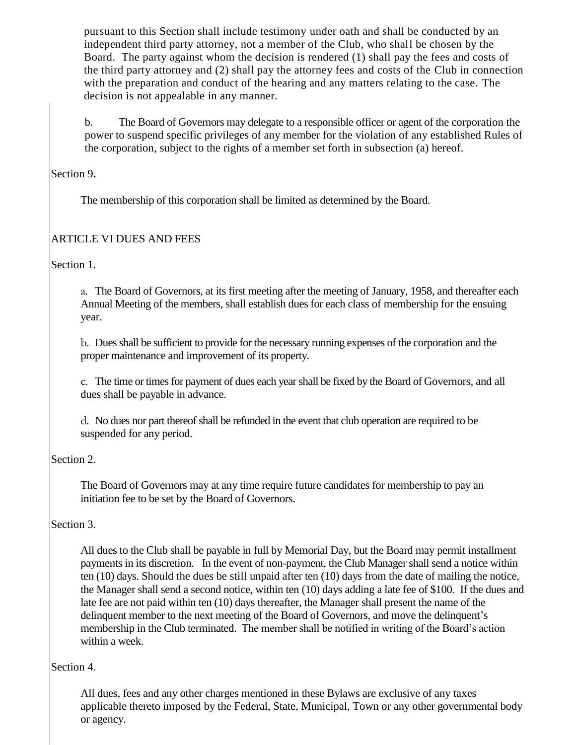pursuant to this Section shall include testimony under oath and shall be conducted by an independent third party attorney, not a member of the Club, who shall be chosen by the Board. The party against whom the decision is rendered (1) shall pay the fees and costs of the third party attorney and (2) shall pay the attorney fees and costs of the Club in connection with the preparation and conduct of the hearing and any matters relating to the case. The decision is not appealable in any manner.

b. The Board of Governors may delegate to a responsible officer or agent of the corporation the power to suspend specific privileges of any member for the violation of any established Rules of the corporation, subject to the rights of a member set forth in subsection (a) hereof.

Section 9**.**

The membership of this corporation shall be limited as determined by the Board.

## ARTICLE VI DUES AND FEES

Section 1.

a. The Board of Governors, at its first meeting after the meeting of January, 1958, and thereafter each Annual Meeting of the members, shall establish dues for each class of membership for the ensuing year.

b. Dues shall be sufficient to provide for the necessary running expenses of the corporation and the proper maintenance and improvement of its property.

c. The time or times for payment of dues each year shall be fixed by the Board of Governors, and all dues shall be payable in advance.

d. No dues nor part thereof shall be refunded in the event that club operation are required to be suspended for any period.

Section 2.

The Board of Governors may at any time require future candidates for membership to pay an initiation fee to be set by the Board of Governors.

Section 3.

All dues to the Club shall be payable in full by Memorial Day, but the Board may permit installment payments in its discretion. In the event of non-payment, the Club Manager shall send a notice within ten (10) days. Should the dues be still unpaid after ten (10) days from the date of mailing the notice, the Manager shall send a second notice, within ten (10) days adding a late fee of $100. If the dues and late fee are not paid within ten (10) days thereafter, the Manager shall present the name of the delinquent member to the next meeting of the Board of Governors, and move the delinquent's membership in the Club terminated. The member shall be notified in writing of the Board's action within a week.

Section 4.

All dues, fees and any other charges mentioned in these Bylaws are exclusive of any taxes applicable thereto imposed by the Federal, State, Municipal, Town or any other governmental body or agency.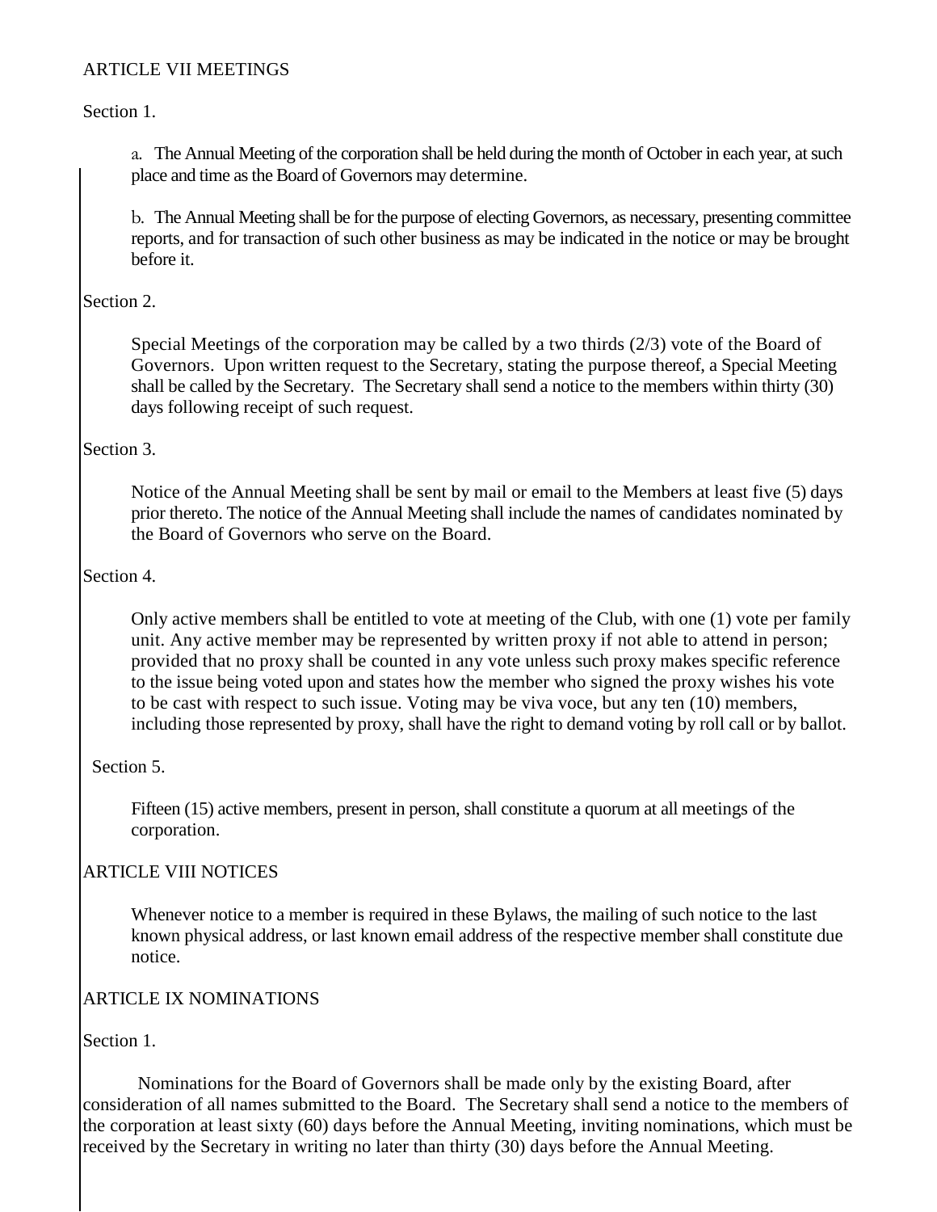## ARTICLE VII MEETINGS

Section 1.

a. The Annual Meeting of the corporation shall be held during the month of October in each year, at such place and time as the Board of Governors may determine.

b. The Annual Meeting shall be for the purpose of electing Governors, as necessary, presenting committee reports, and for transaction of such other business as may be indicated in the notice or may be brought before it.

Section 2.

Special Meetings of the corporation may be called by a two thirds (2/3) vote of the Board of Governors. Upon written request to the Secretary, stating the purpose thereof, a Special Meeting shall be called by the Secretary. The Secretary shall send a notice to the members within thirty (30) days following receipt of such request.

Section 3.

Notice of the Annual Meeting shall be sent by mail or email to the Members at least five (5) days prior thereto. The notice of the Annual Meeting shall include the names of candidates nominated by the Board of Governors who serve on the Board.

Section 4.

Only active members shall be entitled to vote at meeting of the Club, with one (1) vote per family unit. Any active member may be represented by written proxy if not able to attend in person; provided that no proxy shall be counted in any vote unless such proxy makes specific reference to the issue being voted upon and states how the member who signed the proxy wishes his vote to be cast with respect to such issue. Voting may be viva voce, but any ten (10) members, including those represented by proxy, shall have the right to demand voting by roll call or by ballot.

Section 5.

Fifteen (15) active members, present in person, shall constitute a quorum at all meetings of the corporation.

## ARTICLE VIII NOTICES

Whenever notice to a member is required in these Bylaws, the mailing of such notice to the last known physical address, or last known email address of the respective member shall constitute due notice.

## ARTICLE IX NOMINATIONS

Section 1.

Nominations for the Board of Governors shall be made only by the existing Board, after consideration of all names submitted to the Board. The Secretary shall send a notice to the members of the corporation at least sixty (60) days before the Annual Meeting, inviting nominations, which must be received by the Secretary in writing no later than thirty (30) days before the Annual Meeting.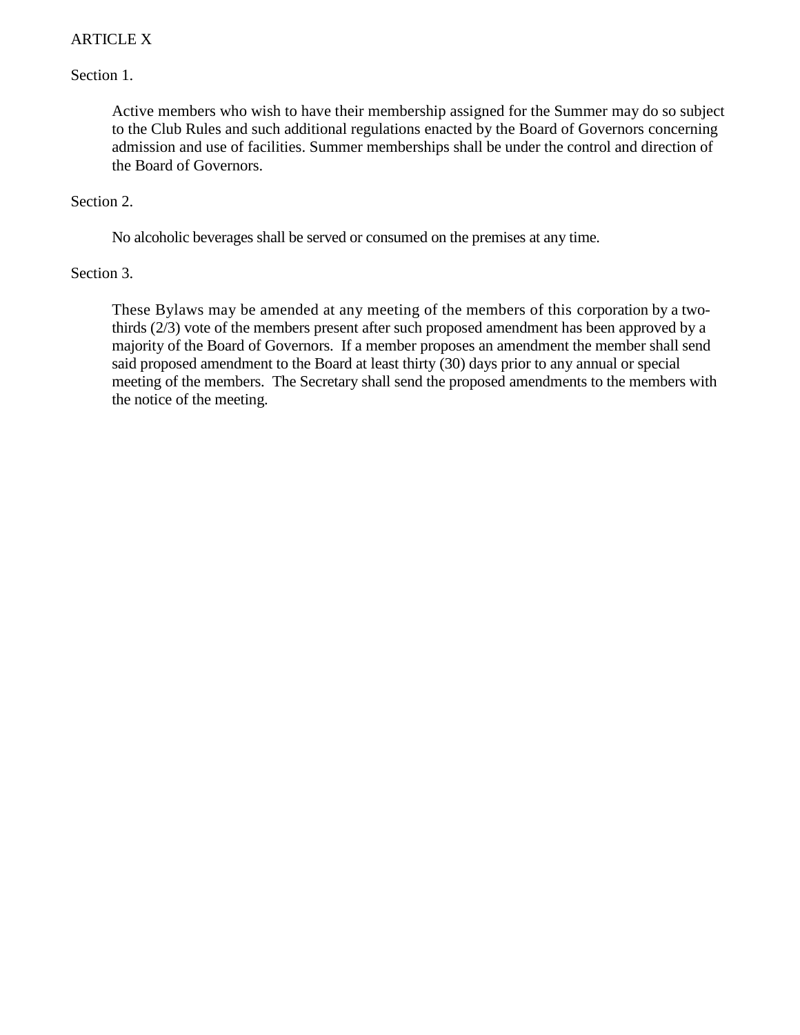ARTICLE X

Section 1.

Active members who wish to have their membership assigned for the Summer may do so subject to the Club Rules and such additional regulations enacted by the Board of Governors concerning admission and use of facilities. Summer memberships shall be under the control and direction of the Board of Governors.

Section 2.

No alcoholic beverages shall be served or consumed on the premises at any time.

Section 3.

These Bylaws may be amended at any meeting of the members of this corporation by a two-thirds (2/3) vote of the members present after such proposed amendment has been approved by a majority of the Board of Governors. If a member proposes an amendment the member shall send said proposed amendment to the Board at least thirty (30) days prior to any annual or special meeting of the members. The Secretary shall send the proposed amendments to the members with the notice of the meeting.